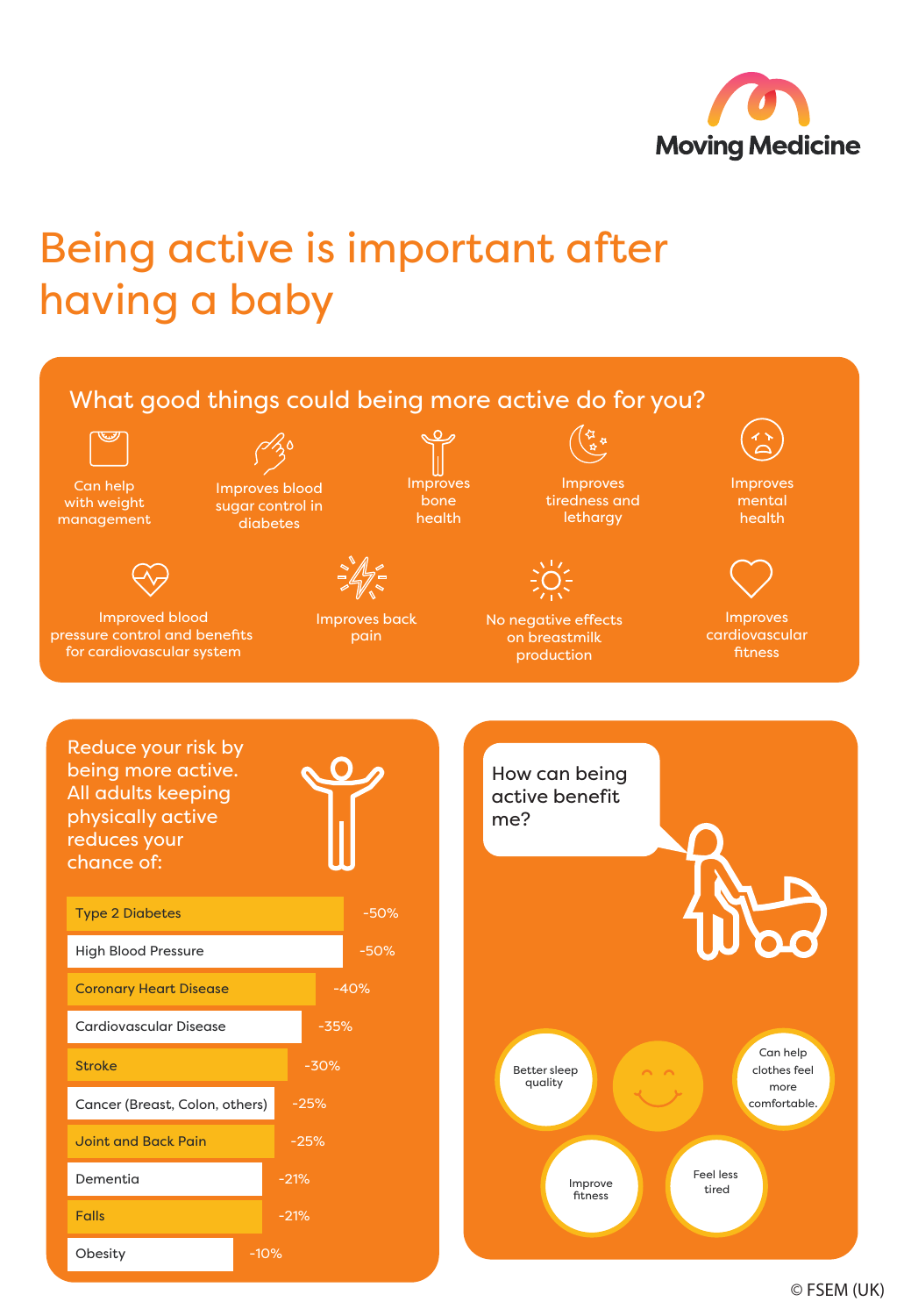Moving Medicine

# Being active is important after having a baby

## What good things could being more active do for you?

- Can help with weight management
- Improves blood sugar control in diabetes
- Improves bone health
- Improves tiredness and lethargy
- Improves mental health
- Improved blood pressure control and benefits for cardiovascular system
- Improves back pain
- No negative effects on breastmilk production
- Improves cardiovascular fitness

## Reduce your risk by being more active. All adults keeping physically active reduces your chance of:

| Condition | Risk reduction |
| --- | --- |
| Type 2 Diabetes | -50% |
| High Blood Pressure | -50% |
| Coronary Heart Disease | -40% |
| Cardiovascular Disease | -35% |
| Stroke | -30% |
| Cancer (Breast, Colon, others) | -25% |
| Joint and Back Pain | -25% |
| Dementia | -21% |
| Falls | -21% |
| Obesity | -10% |

## How can being active benefit me?

- Better sleep quality
- Can help clothes feel more comfortable.
- Improve fitness
- Feel less tired

© FSEM (UK)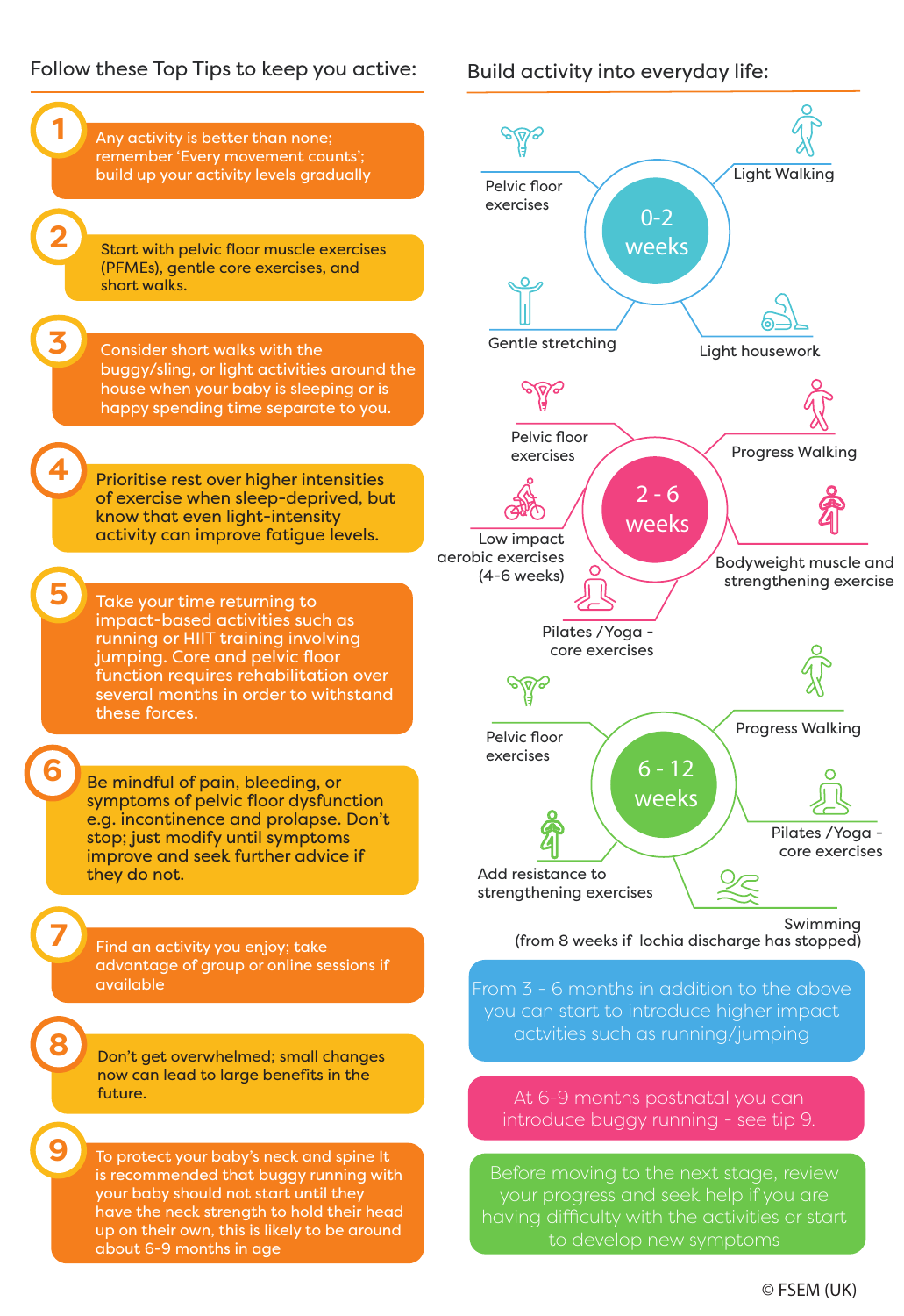## Follow these Top Tips to keep you active:

1. Any activity is better than none; remember 'Every movement counts'; build up your activity levels gradually
2. Start with pelvic floor muscle exercises (PFMEs), gentle core exercises, and short walks.
3. Consider short walks with the buggy/sling, or light activities around the house when your baby is sleeping or is happy spending time separate to you.
4. Prioritise rest over higher intensities of exercise when sleep-deprived, but know that even light-intensity activity can improve fatigue levels.
5. Take your time returning to impact-based activities such as running or HIIT training involving jumping. Core and pelvic floor function requires rehabilitation over several months in order to withstand these forces.
6. Be mindful of pain, bleeding, or symptoms of pelvic floor dysfunction e.g. incontinence and prolapse. Don't stop; just modify until symptoms improve and seek further advice if they do not.
7. Find an activity you enjoy; take advantage of group or online sessions if available
8. Don't get overwhelmed; small changes now can lead to large benefits in the future.
9. To protect your baby's neck and spine It is recommended that buggy running with your baby should not start until they have the neck strength to hold their head up on their own, this is likely to be around about 6-9 months in age

## Build activity into everyday life:

### 0-2 weeks

- Pelvic floor exercises
- Light Walking
- Gentle stretching
- Light housework

### 2 - 6 weeks

- Pelvic floor exercises
- Progress Walking
- Low impact aerobic exercises (4-6 weeks)
- Bodyweight muscle and strengthening exercise
- Pilates /Yoga - core exercises

### 6 - 12 weeks

- Pelvic floor exercises
- Progress Walking
- Pilates /Yoga - core exercises
- Add resistance to strengthening exercises
- Swimming (from 8 weeks if lochia discharge has stopped)

From 3 - 6 months in addition to the above you can start to introduce higher impact actvities such as running/jumping

At 6-9 months postnatal you can introduce buggy running - see tip 9.

Before moving to the next stage, review your progress and seek help if you are having difficulty with the activities or start to develop new symptoms

© FSEM (UK)